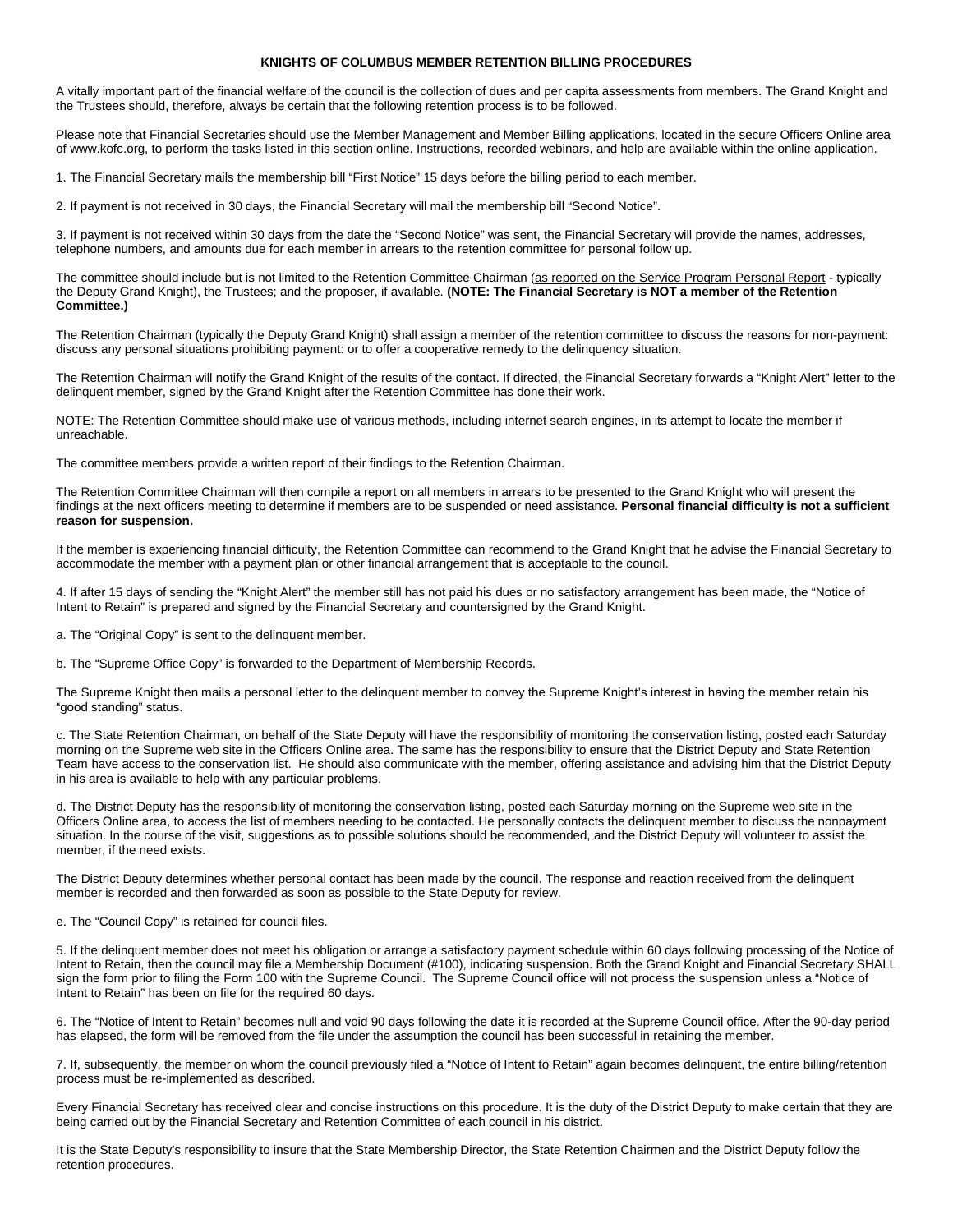# KNIGHTS OF COLUMBUS MEMBER RETENTION BILLING PROCEDURES

A vitally important part of the financial welfare of the council is the collection of dues and per capita assessments from members. The Grand Knight and the Trustees should, therefore, always be certain that the following retention process is to be followed.

Please note that Financial Secretaries should use the Member Management and Member Billing applications, located in the secure Officers Online area of www.kofc.org, to perform the tasks listed in this section online. Instructions, recorded webinars, and help are available within the online application.

1. The Financial Secretary mails the membership bill "First Notice" 15 days before the billing period to each member.

2. If payment is not received in 30 days, the Financial Secretary will mail the membership bill "Second Notice".

3. If payment is not received within 30 days from the date the "Second Notice" was sent, the Financial Secretary will provide the names, addresses, telephone numbers, and amounts due for each member in arrears to the retention committee for personal follow up.

The committee should include but is not limited to the Retention Committee Chairman (as reported on the Service Program Personal Report - typically the Deputy Grand Knight), the Trustees; and the proposer, if available. **(NOTE: The Financial Secretary is NOT a member of the Retention Committee.)**

The Retention Chairman (typically the Deputy Grand Knight) shall assign a member of the retention committee to discuss the reasons for non-payment: discuss any personal situations prohibiting payment: or to offer a cooperative remedy to the delinquency situation.

The Retention Chairman will notify the Grand Knight of the results of the contact. If directed, the Financial Secretary forwards a "Knight Alert" letter to the delinquent member, signed by the Grand Knight after the Retention Committee has done their work.

NOTE: The Retention Committee should make use of various methods, including internet search engines, in its attempt to locate the member if unreachable.

The committee members provide a written report of their findings to the Retention Chairman.

The Retention Committee Chairman will then compile a report on all members in arrears to be presented to the Grand Knight who will present the findings at the next officers meeting to determine if members are to be suspended or need assistance. **Personal financial difficulty is not a sufficient reason for suspension.**

If the member is experiencing financial difficulty, the Retention Committee can recommend to the Grand Knight that he advise the Financial Secretary to accommodate the member with a payment plan or other financial arrangement that is acceptable to the council.

4. If after 15 days of sending the "Knight Alert" the member still has not paid his dues or no satisfactory arrangement has been made, the "Notice of Intent to Retain" is prepared and signed by the Financial Secretary and countersigned by the Grand Knight.

a. The "Original Copy" is sent to the delinquent member.

b. The "Supreme Office Copy" is forwarded to the Department of Membership Records.

The Supreme Knight then mails a personal letter to the delinquent member to convey the Supreme Knight's interest in having the member retain his "good standing" status.

c. The State Retention Chairman, on behalf of the State Deputy will have the responsibility of monitoring the conservation listing, posted each Saturday morning on the Supreme web site in the Officers Online area. The same has the responsibility to ensure that the District Deputy and State Retention Team have access to the conservation list. He should also communicate with the member, offering assistance and advising him that the District Deputy in his area is available to help with any particular problems.

d. The District Deputy has the responsibility of monitoring the conservation listing, posted each Saturday morning on the Supreme web site in the Officers Online area, to access the list of members needing to be contacted. He personally contacts the delinquent member to discuss the nonpayment situation. In the course of the visit, suggestions as to possible solutions should be recommended, and the District Deputy will volunteer to assist the member, if the need exists.

The District Deputy determines whether personal contact has been made by the council. The response and reaction received from the delinquent member is recorded and then forwarded as soon as possible to the State Deputy for review.

e. The "Council Copy" is retained for council files.

5. If the delinquent member does not meet his obligation or arrange a satisfactory payment schedule within 60 days following processing of the Notice of Intent to Retain, then the council may file a Membership Document (#100), indicating suspension. Both the Grand Knight and Financial Secretary SHALL sign the form prior to filing the Form 100 with the Supreme Council. The Supreme Council office will not process the suspension unless a "Notice of Intent to Retain" has been on file for the required 60 days.

6. The "Notice of Intent to Retain" becomes null and void 90 days following the date it is recorded at the Supreme Council office. After the 90-day period has elapsed, the form will be removed from the file under the assumption the council has been successful in retaining the member.

7. If, subsequently, the member on whom the council previously filed a "Notice of Intent to Retain" again becomes delinquent, the entire billing/retention process must be re-implemented as described.

Every Financial Secretary has received clear and concise instructions on this procedure. It is the duty of the District Deputy to make certain that they are being carried out by the Financial Secretary and Retention Committee of each council in his district.

It is the State Deputy's responsibility to insure that the State Membership Director, the State Retention Chairmen and the District Deputy follow the retention procedures.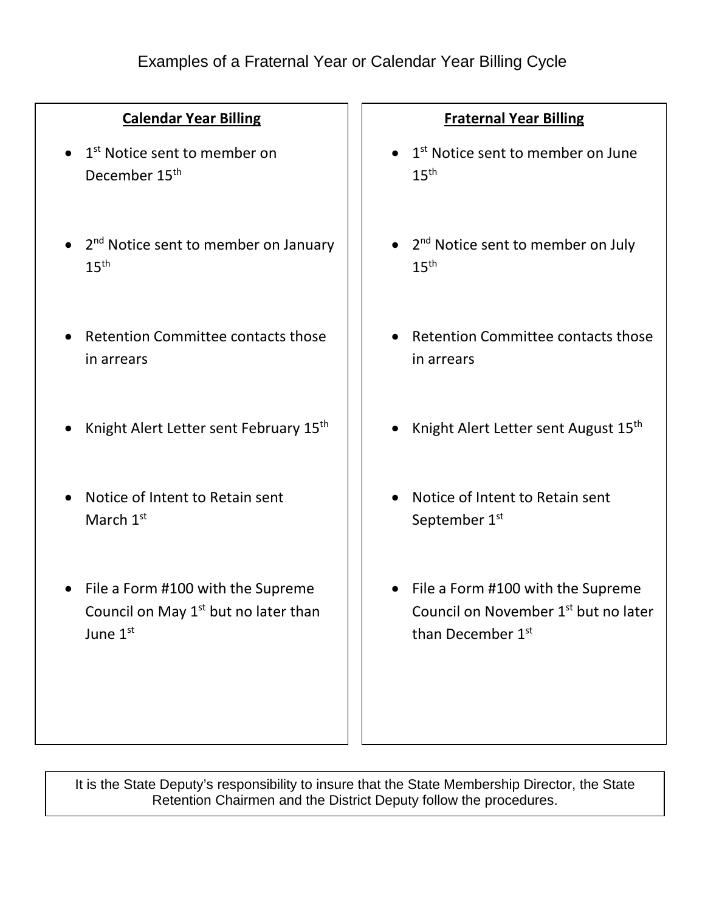# Examples of a Fraternal Year or Calendar Year Billing Cycle

**Calendar Year Billing**

- 1st Notice sent to member on December 15th
- 2nd Notice sent to member on January 15th
- Retention Committee contacts those in arrears
- Knight Alert Letter sent February 15th
- Notice of Intent to Retain sent March 1st
- File a Form #100 with the Supreme Council on May 1st but no later than June 1st

**Fraternal Year Billing**

- 1st Notice sent to member on June 15th
- 2nd Notice sent to member on July 15th
- Retention Committee contacts those in arrears
- Knight Alert Letter sent August 15th
- Notice of Intent to Retain sent September 1st
- File a Form #100 with the Supreme Council on November 1st but no later than December 1st

It is the State Deputy's responsibility to insure that the State Membership Director, the State Retention Chairmen and the District Deputy follow the procedures.